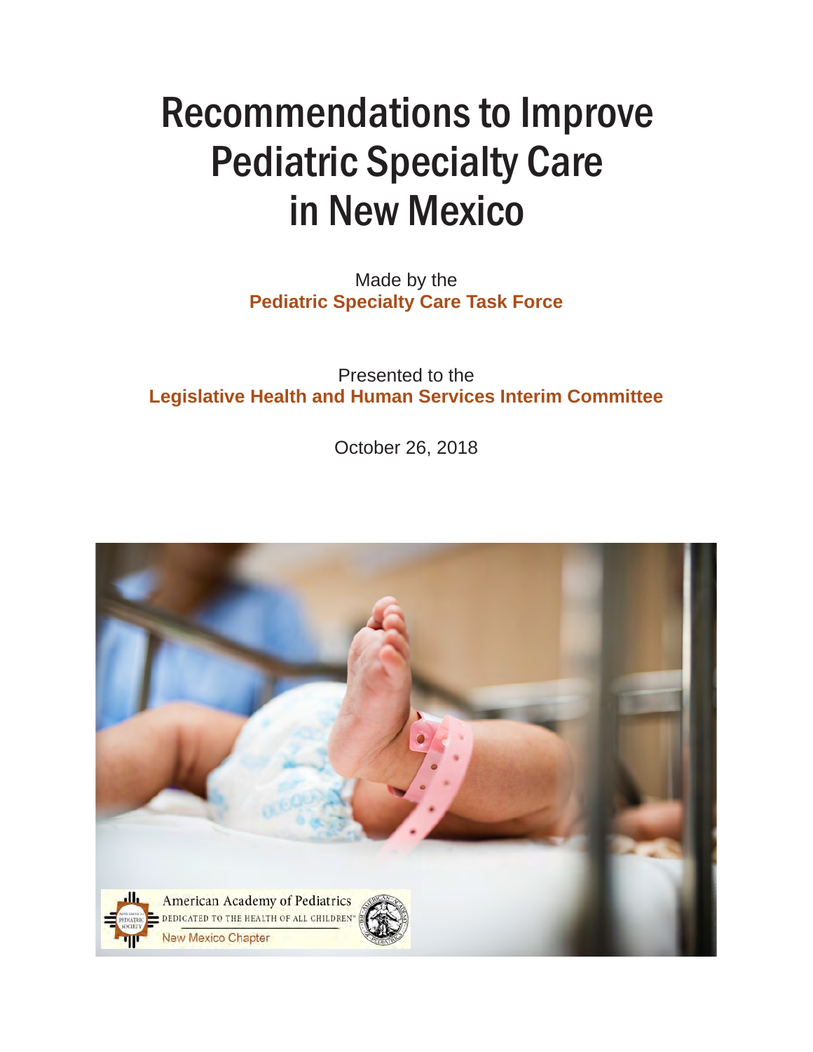# Recommendations to Improve Pediatric Specialty Care in New Mexico

Made by the

**Pediatric Specialty Care Task Force**

Presented to the

**Legislative Health and Human Services Interim Committee**

October 26, 2018

American Academy of Pediatrics

DEDICATED TO THE HEALTH OF ALL CHILDREN

New Mexico Chapter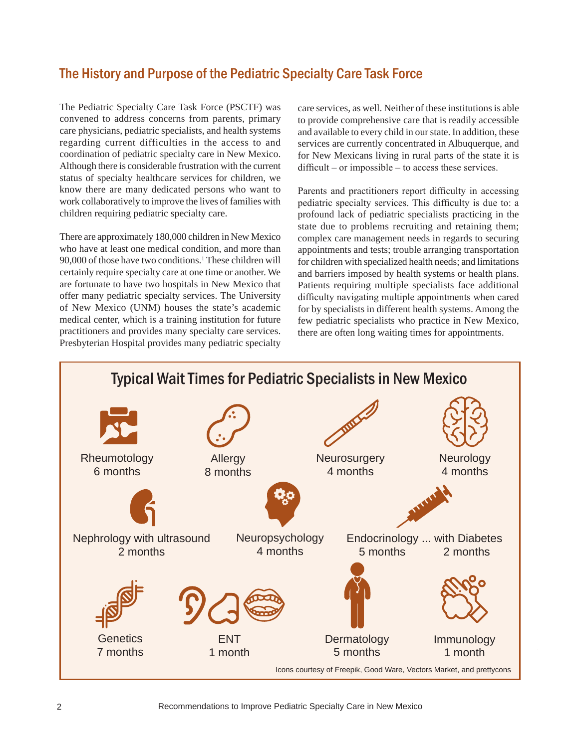## The History and Purpose of the Pediatric Specialty Care Task Force

The Pediatric Specialty Care Task Force (PSCTF) was convened to address concerns from parents, primary care physicians, pediatric specialists, and health systems regarding current difficulties in the access to and coordination of pediatric specialty care in New Mexico. Although there is considerable frustration with the current status of specialty healthcare services for children, we know there are many dedicated persons who want to work collaboratively to improve the lives of families with children requiring pediatric specialty care.

There are approximately 180,000 children in New Mexico who have at least one medical condition, and more than 90,000 of those have two conditions.[1] These children will certainly require specialty care at one time or another. We are fortunate to have two hospitals in New Mexico that offer many pediatric specialty services. The University of New Mexico (UNM) houses the state's academic medical center, which is a training institution for future practitioners and provides many specialty care services. Presbyterian Hospital provides many pediatric specialty care services, as well. Neither of these institutions is able to provide comprehensive care that is readily accessible and available to every child in our state. In addition, these services are currently concentrated in Albuquerque, and for New Mexicans living in rural parts of the state it is difficult – or impossible – to access these services.

Parents and practitioners report difficulty in accessing pediatric specialty services. This difficulty is due to: a profound lack of pediatric specialists practicing in the state due to problems recruiting and retaining them; complex care management needs in regards to securing appointments and tests; trouble arranging transportation for children with specialized health needs; and limitations and barriers imposed by health systems or health plans. Patients requiring multiple specialists face additional difficulty navigating multiple appointments when cared for by specialists in different health systems. Among the few pediatric specialists who practice in New Mexico, there are often long waiting times for appointments.

### Typical Wait Times for Pediatric Specialists in New Mexico

| Specialty | Wait Time |
|---|---|
| Rheumotology | 6 months |
| Allergy | 8 months |
| Neurosurgery | 4 months |
| Neurology | 4 months |
| Nephrology with ultrasound | 2 months |
| Neuropsychology | 4 months |
| Endocrinology | 5 months |
| ... with Diabetes | 2 months |
| Genetics | 7 months |
| ENT | 1 month |
| Dermatology | 5 months |
| Immunology | 1 month |

Icons courtesy of Freepik, Good Ware, Vectors Market, and prettycons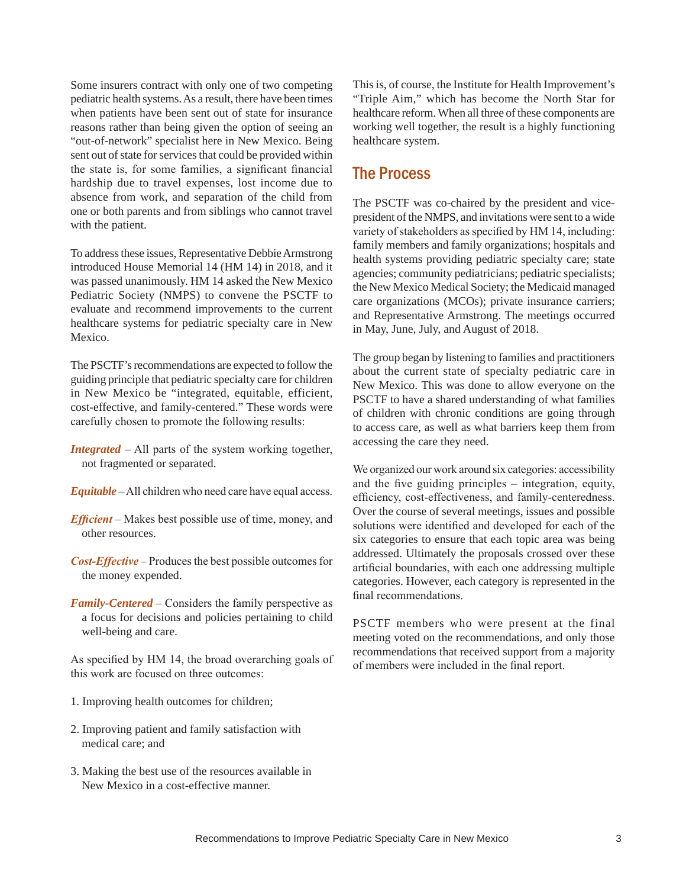Some insurers contract with only one of two competing pediatric health systems. As a result, there have been times when patients have been sent out of state for insurance reasons rather than being given the option of seeing an "out-of-network" specialist here in New Mexico. Being sent out of state for services that could be provided within the state is, for some families, a significant financial hardship due to travel expenses, lost income due to absence from work, and separation of the child from one or both parents and from siblings who cannot travel with the patient.

To address these issues, Representative Debbie Armstrong introduced House Memorial 14 (HM 14) in 2018, and it was passed unanimously. HM 14 asked the New Mexico Pediatric Society (NMPS) to convene the PSCTF to evaluate and recommend improvements to the current healthcare systems for pediatric specialty care in New Mexico.

The PSCTF's recommendations are expected to follow the guiding principle that pediatric specialty care for children in New Mexico be "integrated, equitable, efficient, cost-effective, and family-centered." These words were carefully chosen to promote the following results:

***Integrated*** – All parts of the system working together, not fragmented or separated.

***Equitable*** – All children who need care have equal access.

***Efficient*** – Makes best possible use of time, money, and other resources.

***Cost-Effective*** – Produces the best possible outcomes for the money expended.

***Family-Centered*** – Considers the family perspective as a focus for decisions and policies pertaining to child well-being and care.

As specified by HM 14, the broad overarching goals of this work are focused on three outcomes:

1. Improving health outcomes for children;
2. Improving patient and family satisfaction with medical care; and
3. Making the best use of the resources available in New Mexico in a cost-effective manner.

This is, of course, the Institute for Health Improvement's "Triple Aim," which has become the North Star for healthcare reform. When all three of these components are working well together, the result is a highly functioning healthcare system.

## The Process

The PSCTF was co-chaired by the president and vice-president of the NMPS, and invitations were sent to a wide variety of stakeholders as specified by HM 14, including: family members and family organizations; hospitals and health systems providing pediatric specialty care; state agencies; community pediatricians; pediatric specialists; the New Mexico Medical Society; the Medicaid managed care organizations (MCOs); private insurance carriers; and Representative Armstrong. The meetings occurred in May, June, July, and August of 2018.

The group began by listening to families and practitioners about the current state of specialty pediatric care in New Mexico. This was done to allow everyone on the PSCTF to have a shared understanding of what families of children with chronic conditions are going through to access care, as well as what barriers keep them from accessing the care they need.

We organized our work around six categories: accessibility and the five guiding principles – integration, equity, efficiency, cost-effectiveness, and family-centeredness. Over the course of several meetings, issues and possible solutions were identified and developed for each of the six categories to ensure that each topic area was being addressed. Ultimately the proposals crossed over these artificial boundaries, with each one addressing multiple categories. However, each category is represented in the final recommendations.

PSCTF members who were present at the final meeting voted on the recommendations, and only those recommendations that received support from a majority of members were included in the final report.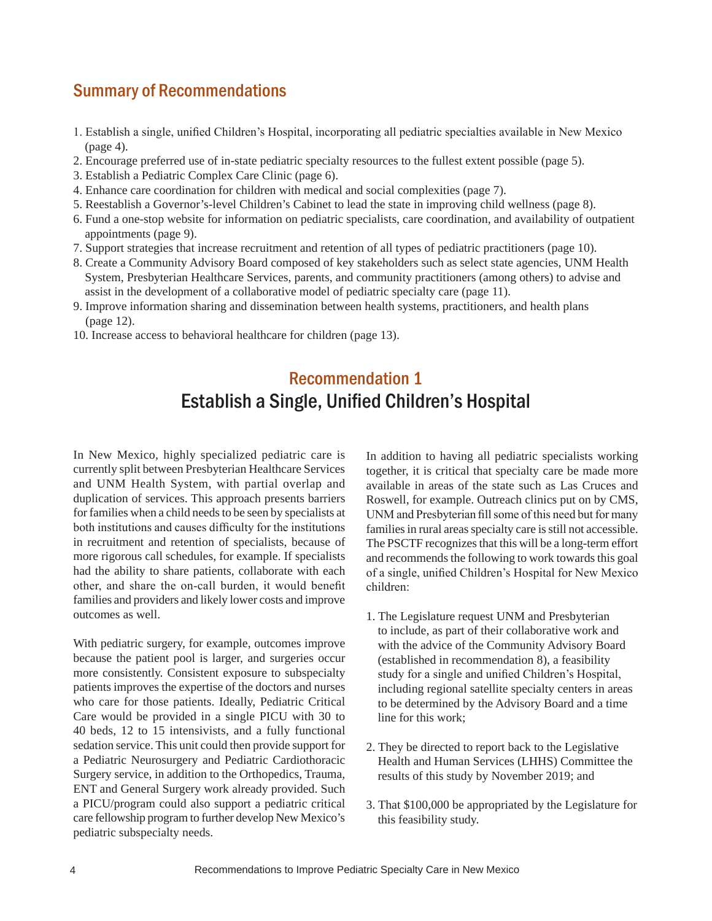## Summary of Recommendations

1. Establish a single, unified Children's Hospital, incorporating all pediatric specialties available in New Mexico (page 4).
2. Encourage preferred use of in-state pediatric specialty resources to the fullest extent possible (page 5).
3. Establish a Pediatric Complex Care Clinic (page 6).
4. Enhance care coordination for children with medical and social complexities (page 7).
5. Reestablish a Governor's-level Children's Cabinet to lead the state in improving child wellness (page 8).
6. Fund a one-stop website for information on pediatric specialists, care coordination, and availability of outpatient appointments (page 9).
7. Support strategies that increase recruitment and retention of all types of pediatric practitioners (page 10).
8. Create a Community Advisory Board composed of key stakeholders such as select state agencies, UNM Health System, Presbyterian Healthcare Services, parents, and community practitioners (among others) to advise and assist in the development of a collaborative model of pediatric specialty care (page 11).
9. Improve information sharing and dissemination between health systems, practitioners, and health plans (page 12).
10. Increase access to behavioral healthcare for children (page 13).

## Recommendation 1
## Establish a Single, Unified Children's Hospital

In New Mexico, highly specialized pediatric care is currently split between Presbyterian Healthcare Services and UNM Health System, with partial overlap and duplication of services. This approach presents barriers for families when a child needs to be seen by specialists at both institutions and causes difficulty for the institutions in recruitment and retention of specialists, because of more rigorous call schedules, for example. If specialists had the ability to share patients, collaborate with each other, and share the on-call burden, it would benefit families and providers and likely lower costs and improve outcomes as well.

With pediatric surgery, for example, outcomes improve because the patient pool is larger, and surgeries occur more consistently. Consistent exposure to subspecialty patients improves the expertise of the doctors and nurses who care for those patients. Ideally, Pediatric Critical Care would be provided in a single PICU with 30 to 40 beds, 12 to 15 intensivists, and a fully functional sedation service. This unit could then provide support for a Pediatric Neurosurgery and Pediatric Cardiothoracic Surgery service, in addition to the Orthopedics, Trauma, ENT and General Surgery work already provided. Such a PICU/program could also support a pediatric critical care fellowship program to further develop New Mexico's pediatric subspecialty needs.

In addition to having all pediatric specialists working together, it is critical that specialty care be made more available in areas of the state such as Las Cruces and Roswell, for example. Outreach clinics put on by CMS, UNM and Presbyterian fill some of this need but for many families in rural areas specialty care is still not accessible. The PSCTF recognizes that this will be a long-term effort and recommends the following to work towards this goal of a single, unified Children's Hospital for New Mexico children:

1. The Legislature request UNM and Presbyterian to include, as part of their collaborative work and with the advice of the Community Advisory Board (established in recommendation 8), a feasibility study for a single and unified Children's Hospital, including regional satellite specialty centers in areas to be determined by the Advisory Board and a time line for this work;

2. They be directed to report back to the Legislative Health and Human Services (LHHS) Committee the results of this study by November 2019; and

3. That $100,000 be appropriated by the Legislature for this feasibility study.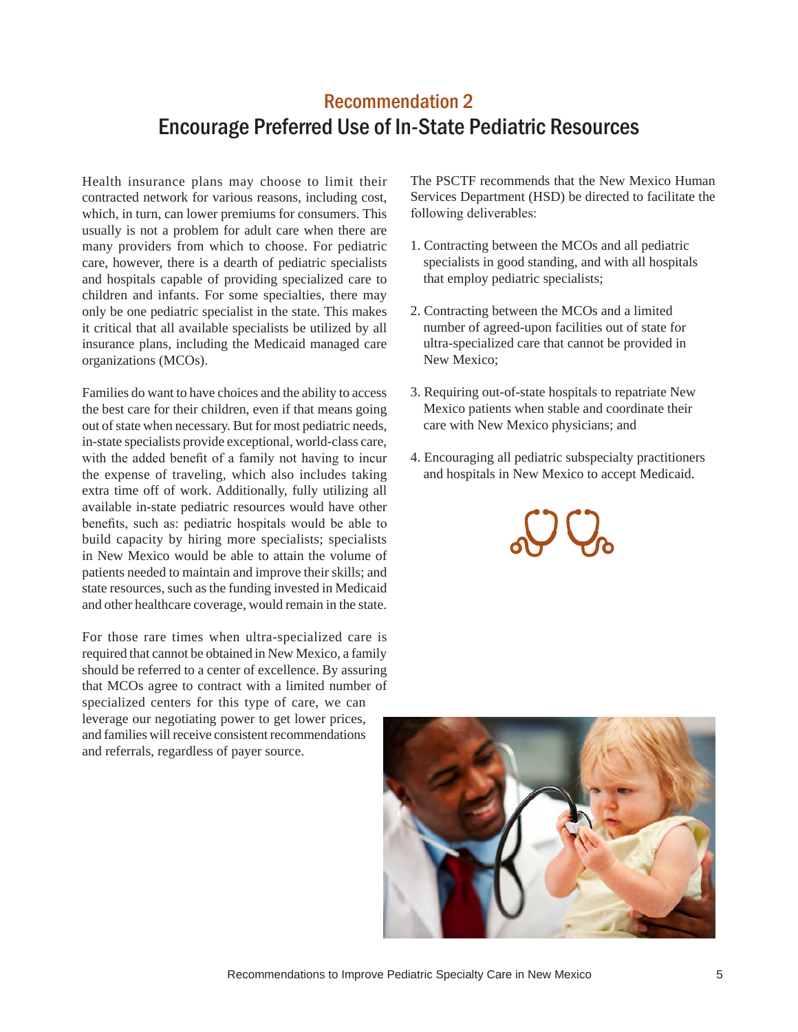## Recommendation 2

# Encourage Preferred Use of In-State Pediatric Resources

Health insurance plans may choose to limit their contracted network for various reasons, including cost, which, in turn, can lower premiums for consumers. This usually is not a problem for adult care when there are many providers from which to choose. For pediatric care, however, there is a dearth of pediatric specialists and hospitals capable of providing specialized care to children and infants. For some specialties, there may only be one pediatric specialist in the state. This makes it critical that all available specialists be utilized by all insurance plans, including the Medicaid managed care organizations (MCOs).

Families do want to have choices and the ability to access the best care for their children, even if that means going out of state when necessary. But for most pediatric needs, in-state specialists provide exceptional, world-class care, with the added benefit of a family not having to incur the expense of traveling, which also includes taking extra time off of work. Additionally, fully utilizing all available in-state pediatric resources would have other benefits, such as: pediatric hospitals would be able to build capacity by hiring more specialists; specialists in New Mexico would be able to attain the volume of patients needed to maintain and improve their skills; and state resources, such as the funding invested in Medicaid and other healthcare coverage, would remain in the state.

For those rare times when ultra-specialized care is required that cannot be obtained in New Mexico, a family should be referred to a center of excellence. By assuring that MCOs agree to contract with a limited number of specialized centers for this type of care, we can leverage our negotiating power to get lower prices, and families will receive consistent recommendations and referrals, regardless of payer source.

The PSCTF recommends that the New Mexico Human Services Department (HSD) be directed to facilitate the following deliverables:

1. Contracting between the MCOs and all pediatric specialists in good standing, and with all hospitals that employ pediatric specialists;
2. Contracting between the MCOs and a limited number of agreed-upon facilities out of state for ultra-specialized care that cannot be provided in New Mexico;
3. Requiring out-of-state hospitals to repatriate New Mexico patients when stable and coordinate their care with New Mexico physicians; and
4. Encouraging all pediatric subspecialty practitioners and hospitals in New Mexico to accept Medicaid.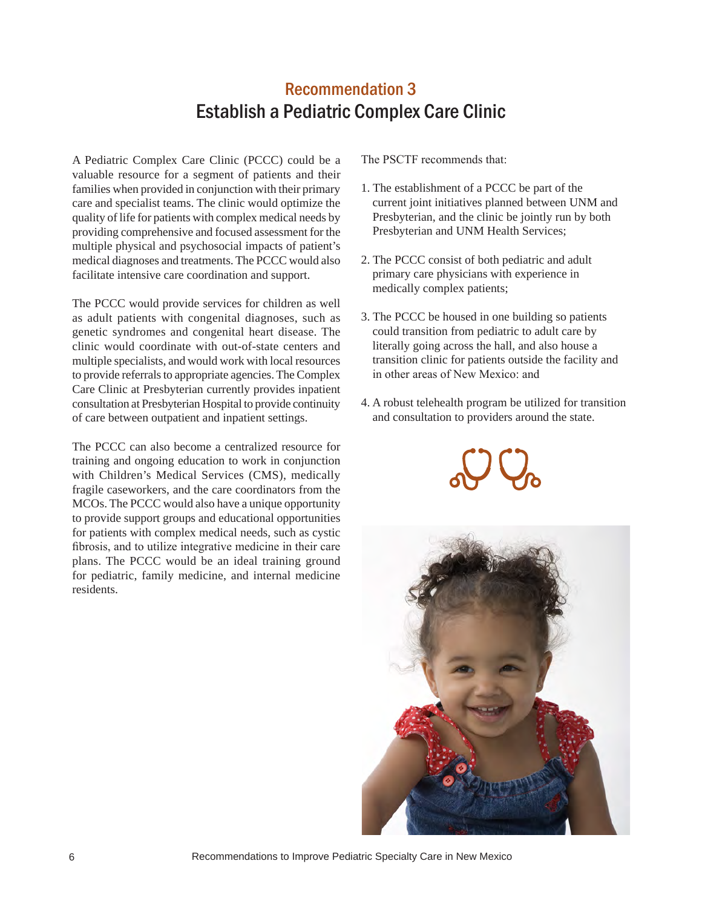## Recommendation 3

# Establish a Pediatric Complex Care Clinic

A Pediatric Complex Care Clinic (PCCC) could be a valuable resource for a segment of patients and their families when provided in conjunction with their primary care and specialist teams. The clinic would optimize the quality of life for patients with complex medical needs by providing comprehensive and focused assessment for the multiple physical and psychosocial impacts of patient's medical diagnoses and treatments. The PCCC would also facilitate intensive care coordination and support.

The PCCC would provide services for children as well as adult patients with congenital diagnoses, such as genetic syndromes and congenital heart disease. The clinic would coordinate with out-of-state centers and multiple specialists, and would work with local resources to provide referrals to appropriate agencies. The Complex Care Clinic at Presbyterian currently provides inpatient consultation at Presbyterian Hospital to provide continuity of care between outpatient and inpatient settings.

The PCCC can also become a centralized resource for training and ongoing education to work in conjunction with Children's Medical Services (CMS), medically fragile caseworkers, and the care coordinators from the MCOs. The PCCC would also have a unique opportunity to provide support groups and educational opportunities for patients with complex medical needs, such as cystic fibrosis, and to utilize integrative medicine in their care plans. The PCCC would be an ideal training ground for pediatric, family medicine, and internal medicine residents.

The PSCTF recommends that:

1. The establishment of a PCCC be part of the current joint initiatives planned between UNM and Presbyterian, and the clinic be jointly run by both Presbyterian and UNM Health Services;
2. The PCCC consist of both pediatric and adult primary care physicians with experience in medically complex patients;
3. The PCCC be housed in one building so patients could transition from pediatric to adult care by literally going across the hall, and also house a transition clinic for patients outside the facility and in other areas of New Mexico: and
4. A robust telehealth program be utilized for transition and consultation to providers around the state.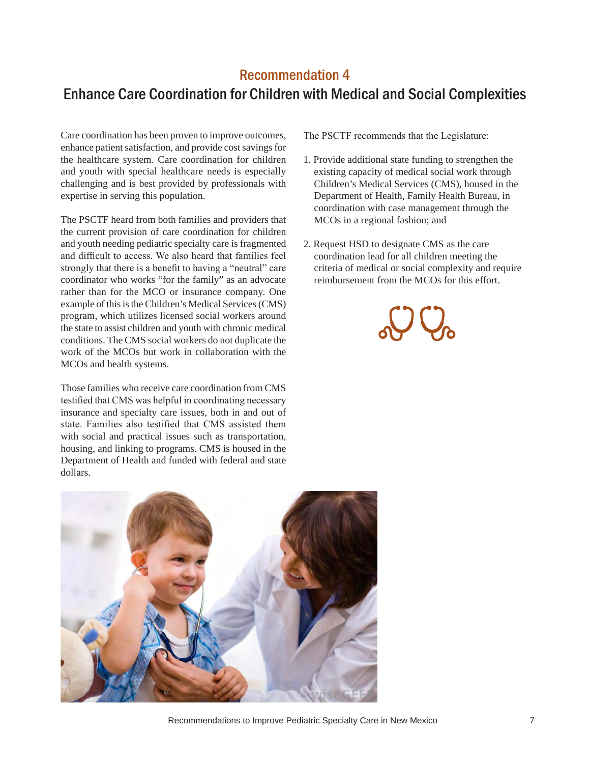## Recommendation 4

# Enhance Care Coordination for Children with Medical and Social Complexities

Care coordination has been proven to improve outcomes, enhance patient satisfaction, and provide cost savings for the healthcare system. Care coordination for children and youth with special healthcare needs is especially challenging and is best provided by professionals with expertise in serving this population.

The PSCTF heard from both families and providers that the current provision of care coordination for children and youth needing pediatric specialty care is fragmented and difficult to access. We also heard that families feel strongly that there is a benefit to having a "neutral" care coordinator who works "for the family" as an advocate rather than for the MCO or insurance company. One example of this is the Children's Medical Services (CMS) program, which utilizes licensed social workers around the state to assist children and youth with chronic medical conditions. The CMS social workers do not duplicate the work of the MCOs but work in collaboration with the MCOs and health systems.

Those families who receive care coordination from CMS testified that CMS was helpful in coordinating necessary insurance and specialty care issues, both in and out of state. Families also testified that CMS assisted them with social and practical issues such as transportation, housing, and linking to programs. CMS is housed in the Department of Health and funded with federal and state dollars.

The PSCTF recommends that the Legislature:

1. Provide additional state funding to strengthen the existing capacity of medical social work through Children's Medical Services (CMS), housed in the Department of Health, Family Health Bureau, in coordination with case management through the MCOs in a regional fashion; and

2. Request HSD to designate CMS as the care coordination lead for all children meeting the criteria of medical or social complexity and require reimbursement from the MCOs for this effort.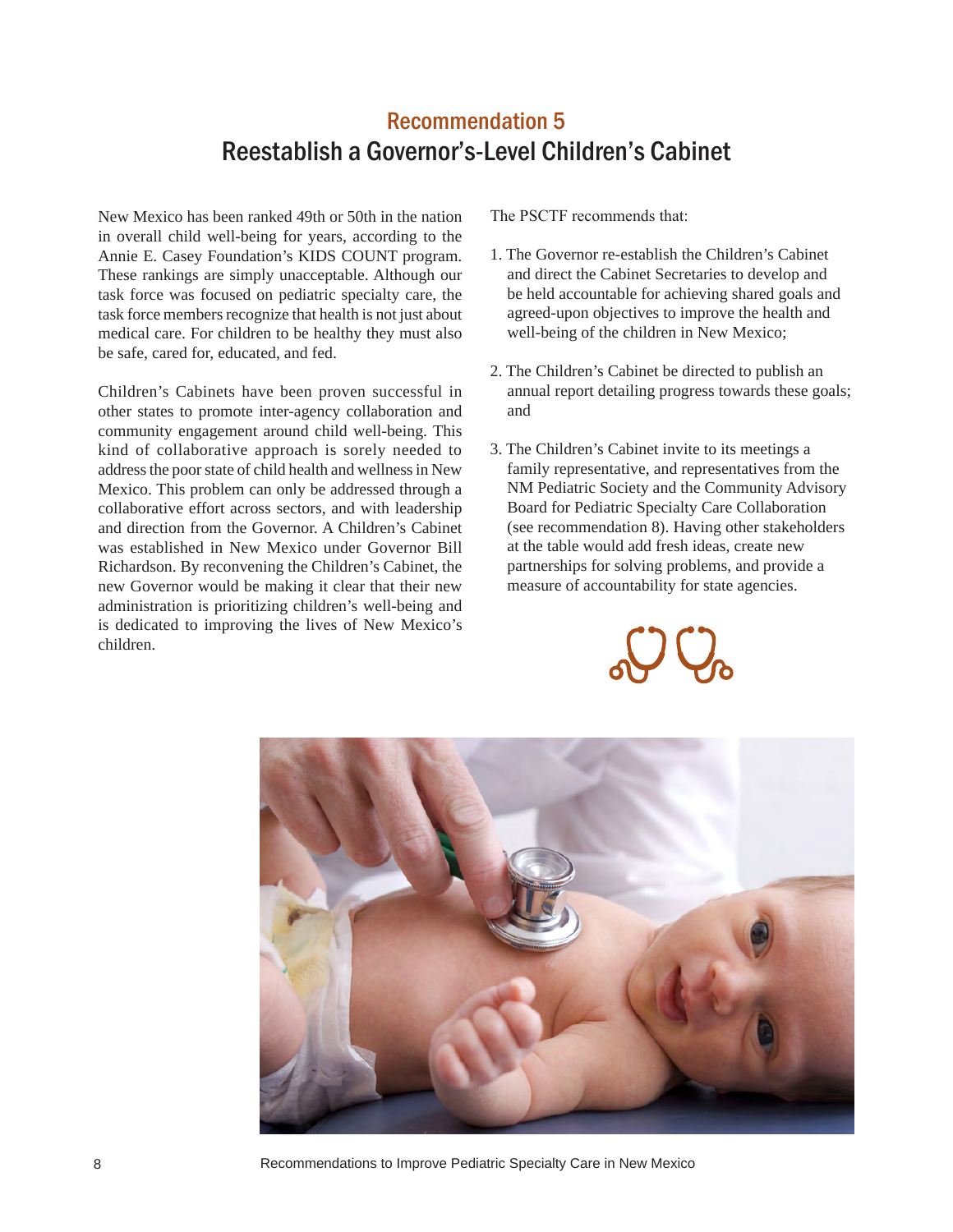## Recommendation 5

# Reestablish a Governor's-Level Children's Cabinet

New Mexico has been ranked 49th or 50th in the nation in overall child well-being for years, according to the Annie E. Casey Foundation's KIDS COUNT program. These rankings are simply unacceptable. Although our task force was focused on pediatric specialty care, the task force members recognize that health is not just about medical care. For children to be healthy they must also be safe, cared for, educated, and fed.

Children's Cabinets have been proven successful in other states to promote inter-agency collaboration and community engagement around child well-being. This kind of collaborative approach is sorely needed to address the poor state of child health and wellness in New Mexico. This problem can only be addressed through a collaborative effort across sectors, and with leadership and direction from the Governor. A Children's Cabinet was established in New Mexico under Governor Bill Richardson. By reconvening the Children's Cabinet, the new Governor would be making it clear that their new administration is prioritizing children's well-being and is dedicated to improving the lives of New Mexico's children.

The PSCTF recommends that:

1. The Governor re-establish the Children's Cabinet and direct the Cabinet Secretaries to develop and be held accountable for achieving shared goals and agreed-upon objectives to improve the health and well-being of the children in New Mexico;
2. The Children's Cabinet be directed to publish an annual report detailing progress towards these goals; and
3. The Children's Cabinet invite to its meetings a family representative, and representatives from the NM Pediatric Society and the Community Advisory Board for Pediatric Specialty Care Collaboration (see recommendation 8). Having other stakeholders at the table would add fresh ideas, create new partnerships for solving problems, and provide a measure of accountability for state agencies.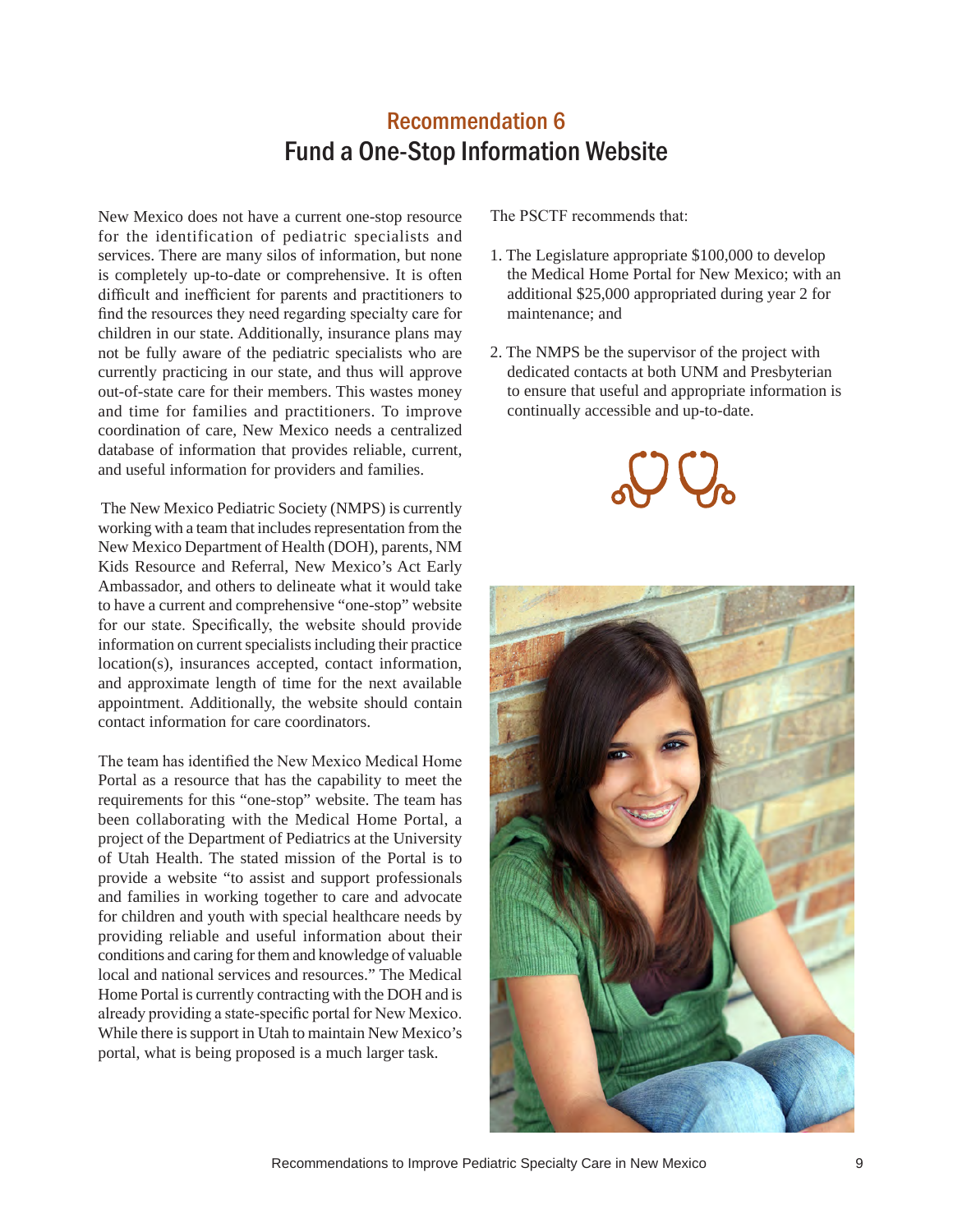## Recommendation 6

# Fund a One-Stop Information Website

New Mexico does not have a current one-stop resource for the identification of pediatric specialists and services. There are many silos of information, but none is completely up-to-date or comprehensive. It is often difficult and inefficient for parents and practitioners to find the resources they need regarding specialty care for children in our state. Additionally, insurance plans may not be fully aware of the pediatric specialists who are currently practicing in our state, and thus will approve out-of-state care for their members. This wastes money and time for families and practitioners. To improve coordination of care, New Mexico needs a centralized database of information that provides reliable, current, and useful information for providers and families.

The New Mexico Pediatric Society (NMPS) is currently working with a team that includes representation from the New Mexico Department of Health (DOH), parents, NM Kids Resource and Referral, New Mexico's Act Early Ambassador, and others to delineate what it would take to have a current and comprehensive "one-stop" website for our state. Specifically, the website should provide information on current specialists including their practice location(s), insurances accepted, contact information, and approximate length of time for the next available appointment. Additionally, the website should contain contact information for care coordinators.

The team has identified the New Mexico Medical Home Portal as a resource that has the capability to meet the requirements for this "one-stop" website. The team has been collaborating with the Medical Home Portal, a project of the Department of Pediatrics at the University of Utah Health. The stated mission of the Portal is to provide a website "to assist and support professionals and families in working together to care and advocate for children and youth with special healthcare needs by providing reliable and useful information about their conditions and caring for them and knowledge of valuable local and national services and resources." The Medical Home Portal is currently contracting with the DOH and is already providing a state-specific portal for New Mexico. While there is support in Utah to maintain New Mexico's portal, what is being proposed is a much larger task.

The PSCTF recommends that:

1. The Legislature appropriate $100,000 to develop the Medical Home Portal for New Mexico; with an additional $25,000 appropriated during year 2 for maintenance; and

2. The NMPS be the supervisor of the project with dedicated contacts at both UNM and Presbyterian to ensure that useful and appropriate information is continually accessible and up-to-date.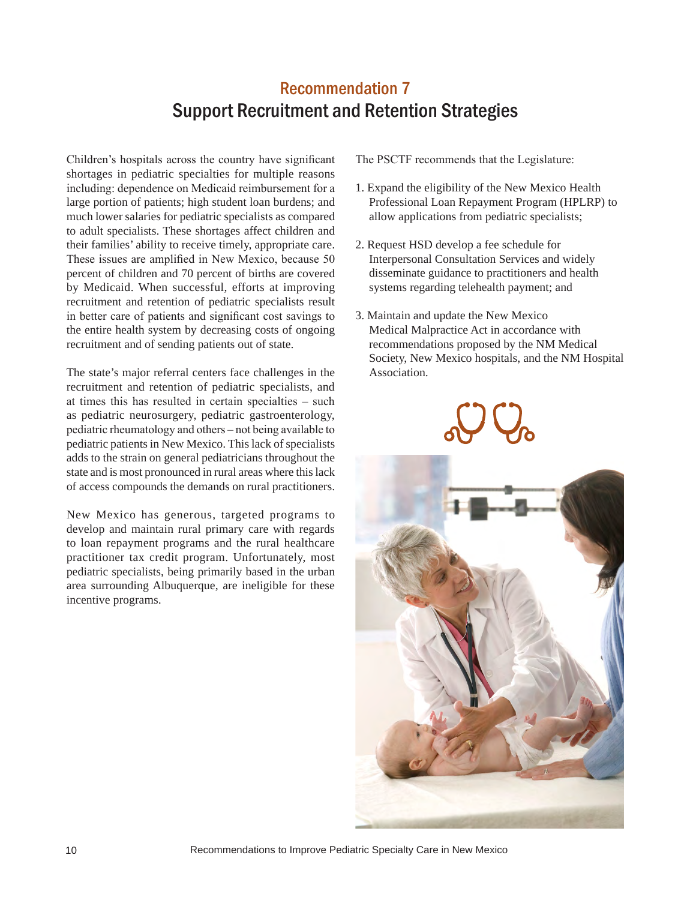## Recommendation 7

# Support Recruitment and Retention Strategies

Children's hospitals across the country have significant shortages in pediatric specialties for multiple reasons including: dependence on Medicaid reimbursement for a large portion of patients; high student loan burdens; and much lower salaries for pediatric specialists as compared to adult specialists. These shortages affect children and their families' ability to receive timely, appropriate care. These issues are amplified in New Mexico, because 50 percent of children and 70 percent of births are covered by Medicaid. When successful, efforts at improving recruitment and retention of pediatric specialists result in better care of patients and significant cost savings to the entire health system by decreasing costs of ongoing recruitment and of sending patients out of state.

The state's major referral centers face challenges in the recruitment and retention of pediatric specialists, and at times this has resulted in certain specialties – such as pediatric neurosurgery, pediatric gastroenterology, pediatric rheumatology and others – not being available to pediatric patients in New Mexico. This lack of specialists adds to the strain on general pediatricians throughout the state and is most pronounced in rural areas where this lack of access compounds the demands on rural practitioners.

New Mexico has generous, targeted programs to develop and maintain rural primary care with regards to loan repayment programs and the rural healthcare practitioner tax credit program. Unfortunately, most pediatric specialists, being primarily based in the urban area surrounding Albuquerque, are ineligible for these incentive programs.

The PSCTF recommends that the Legislature:

1. Expand the eligibility of the New Mexico Health Professional Loan Repayment Program (HPLRP) to allow applications from pediatric specialists;
2. Request HSD develop a fee schedule for Interpersonal Consultation Services and widely disseminate guidance to practitioners and health systems regarding telehealth payment; and
3. Maintain and update the New Mexico Medical Malpractice Act in accordance with recommendations proposed by the NM Medical Society, New Mexico hospitals, and the NM Hospital Association.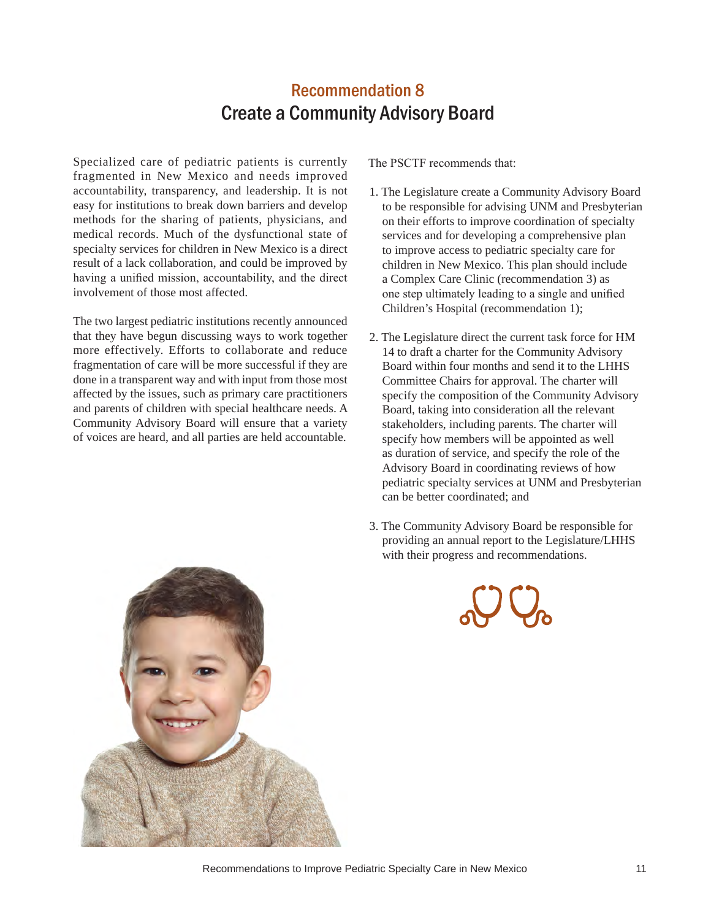## Recommendation 8
# Create a Community Advisory Board

Specialized care of pediatric patients is currently fragmented in New Mexico and needs improved accountability, transparency, and leadership. It is not easy for institutions to break down barriers and develop methods for the sharing of patients, physicians, and medical records. Much of the dysfunctional state of specialty services for children in New Mexico is a direct result of a lack collaboration, and could be improved by having a unified mission, accountability, and the direct involvement of those most affected.

The two largest pediatric institutions recently announced that they have begun discussing ways to work together more effectively. Efforts to collaborate and reduce fragmentation of care will be more successful if they are done in a transparent way and with input from those most affected by the issues, such as primary care practitioners and parents of children with special healthcare needs. A Community Advisory Board will ensure that a variety of voices are heard, and all parties are held accountable.

The PSCTF recommends that:

1. The Legislature create a Community Advisory Board to be responsible for advising UNM and Presbyterian on their efforts to improve coordination of specialty services and for developing a comprehensive plan to improve access to pediatric specialty care for children in New Mexico. This plan should include a Complex Care Clinic (recommendation 3) as one step ultimately leading to a single and unified Children's Hospital (recommendation 1);

2. The Legislature direct the current task force for HM 14 to draft a charter for the Community Advisory Board within four months and send it to the LHHS Committee Chairs for approval. The charter will specify the composition of the Community Advisory Board, taking into consideration all the relevant stakeholders, including parents. The charter will specify how members will be appointed as well as duration of service, and specify the role of the Advisory Board in coordinating reviews of how pediatric specialty services at UNM and Presbyterian can be better coordinated; and

3. The Community Advisory Board be responsible for providing an annual report to the Legislature/LHHS with their progress and recommendations.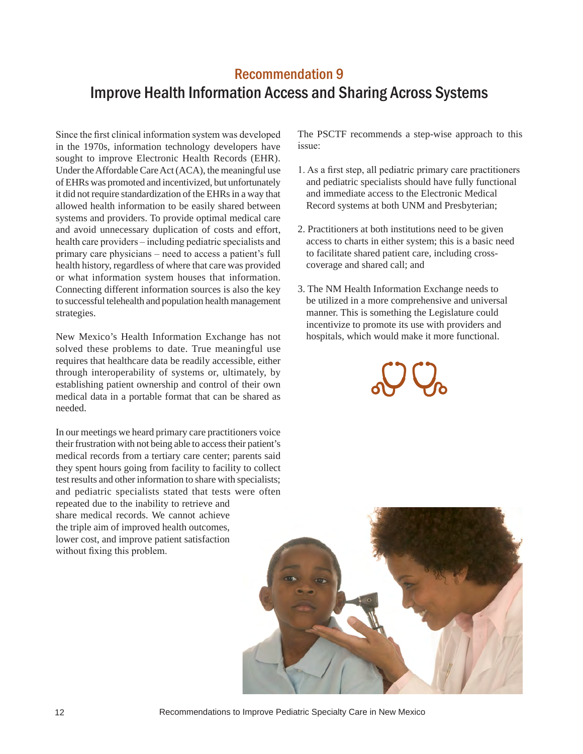## Recommendation 9

# Improve Health Information Access and Sharing Across Systems

Since the first clinical information system was developed in the 1970s, information technology developers have sought to improve Electronic Health Records (EHR). Under the Affordable Care Act (ACA), the meaningful use of EHRs was promoted and incentivized, but unfortunately it did not require standardization of the EHRs in a way that allowed health information to be easily shared between systems and providers. To provide optimal medical care and avoid unnecessary duplication of costs and effort, health care providers – including pediatric specialists and primary care physicians – need to access a patient's full health history, regardless of where that care was provided or what information system houses that information. Connecting different information sources is also the key to successful telehealth and population health management strategies.

New Mexico's Health Information Exchange has not solved these problems to date. True meaningful use requires that healthcare data be readily accessible, either through interoperability of systems or, ultimately, by establishing patient ownership and control of their own medical data in a portable format that can be shared as needed.

In our meetings we heard primary care practitioners voice their frustration with not being able to access their patient's medical records from a tertiary care center; parents said they spent hours going from facility to facility to collect test results and other information to share with specialists; and pediatric specialists stated that tests were often repeated due to the inability to retrieve and share medical records. We cannot achieve the triple aim of improved health outcomes, lower cost, and improve patient satisfaction without fixing this problem.

The PSCTF recommends a step-wise approach to this issue:

1. As a first step, all pediatric primary care practitioners and pediatric specialists should have fully functional and immediate access to the Electronic Medical Record systems at both UNM and Presbyterian;

2. Practitioners at both institutions need to be given access to charts in either system; this is a basic need to facilitate shared patient care, including cross-coverage and shared call; and

3. The NM Health Information Exchange needs to be utilized in a more comprehensive and universal manner. This is something the Legislature could incentivize to promote its use with providers and hospitals, which would make it more functional.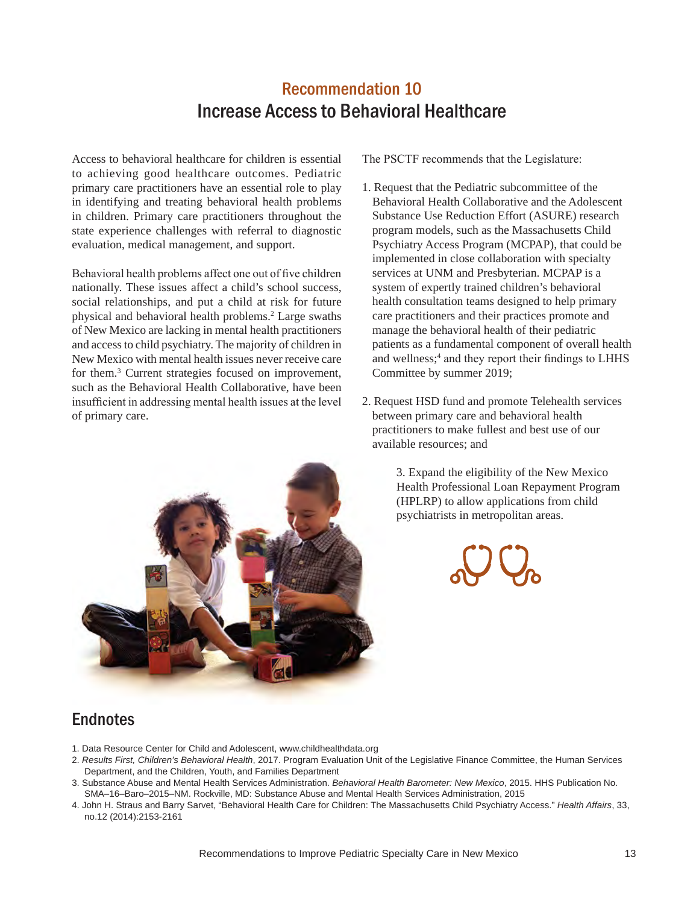## Recommendation 10

# Increase Access to Behavioral Healthcare

Access to behavioral healthcare for children is essential to achieving good healthcare outcomes. Pediatric primary care practitioners have an essential role to play in identifying and treating behavioral health problems in children. Primary care practitioners throughout the state experience challenges with referral to diagnostic evaluation, medical management, and support.

Behavioral health problems affect one out of five children nationally. These issues affect a child's school success, social relationships, and put a child at risk for future physical and behavioral health problems.[2] Large swaths of New Mexico are lacking in mental health practitioners and access to child psychiatry. The majority of children in New Mexico with mental health issues never receive care for them.[3] Current strategies focused on improvement, such as the Behavioral Health Collaborative, have been insufficient in addressing mental health issues at the level of primary care.

The PSCTF recommends that the Legislature:

1. Request that the Pediatric subcommittee of the Behavioral Health Collaborative and the Adolescent Substance Use Reduction Effort (ASURE) research program models, such as the Massachusetts Child Psychiatry Access Program (MCPAP), that could be implemented in close collaboration with specialty services at UNM and Presbyterian. MCPAP is a system of expertly trained children's behavioral health consultation teams designed to help primary care practitioners and their practices promote and manage the behavioral health of their pediatric patients as a fundamental component of overall health and wellness;[4] and they report their findings to LHHS Committee by summer 2019;

2. Request HSD fund and promote Telehealth services between primary care and behavioral health practitioners to make fullest and best use of our available resources; and

3. Expand the eligibility of the New Mexico Health Professional Loan Repayment Program (HPLRP) to allow applications from child psychiatrists in metropolitan areas.

## Endnotes

1. Data Resource Center for Child and Adolescent, www.childhealthdata.org
2. *Results First, Children's Behavioral Health*, 2017. Program Evaluation Unit of the Legislative Finance Committee, the Human Services Department, and the Children, Youth, and Families Department
3. Substance Abuse and Mental Health Services Administration. *Behavioral Health Barometer: New Mexico*, 2015. HHS Publication No. SMA–16–Baro–2015–NM. Rockville, MD: Substance Abuse and Mental Health Services Administration, 2015
4. John H. Straus and Barry Sarvet, "Behavioral Health Care for Children: The Massachusetts Child Psychiatry Access." *Health Affairs*, 33, no.12 (2014):2153-2161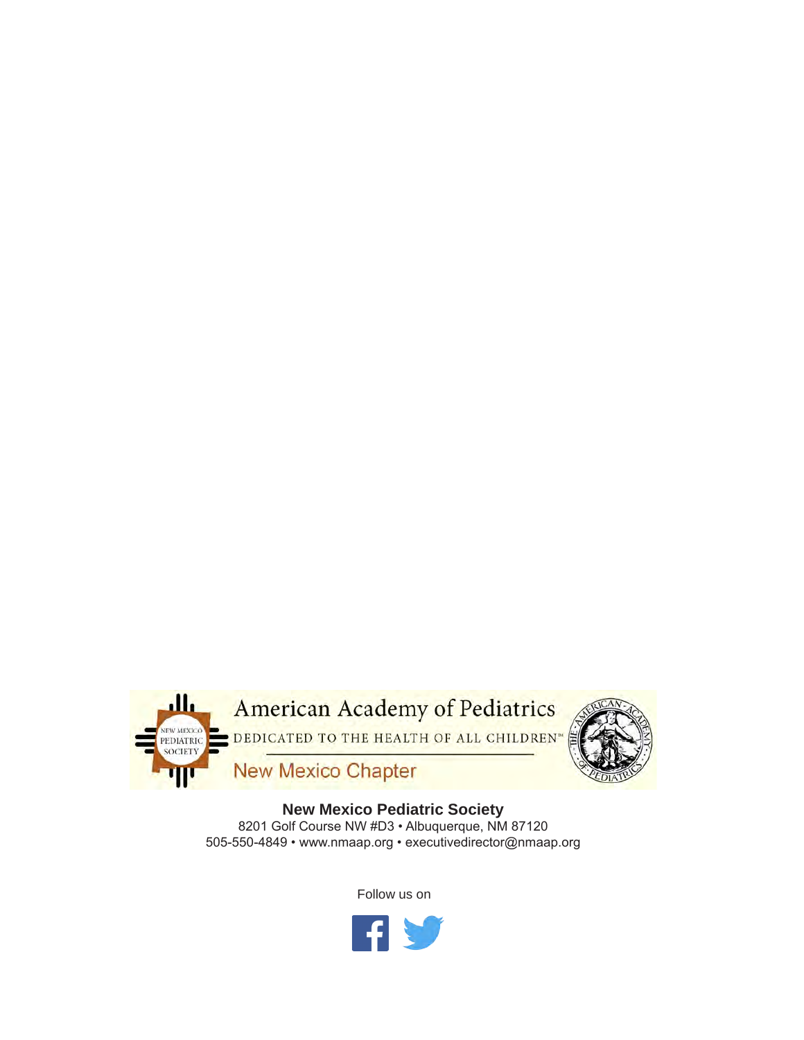American Academy of Pediatrics

DEDICATED TO THE HEALTH OF ALL CHILDREN™

New Mexico Chapter

**New Mexico Pediatric Society**

8201 Golf Course NW #D3 • Albuquerque, NM 87120

505-550-4849 • www.nmaap.org • executivedirector@nmaap.org

Follow us on